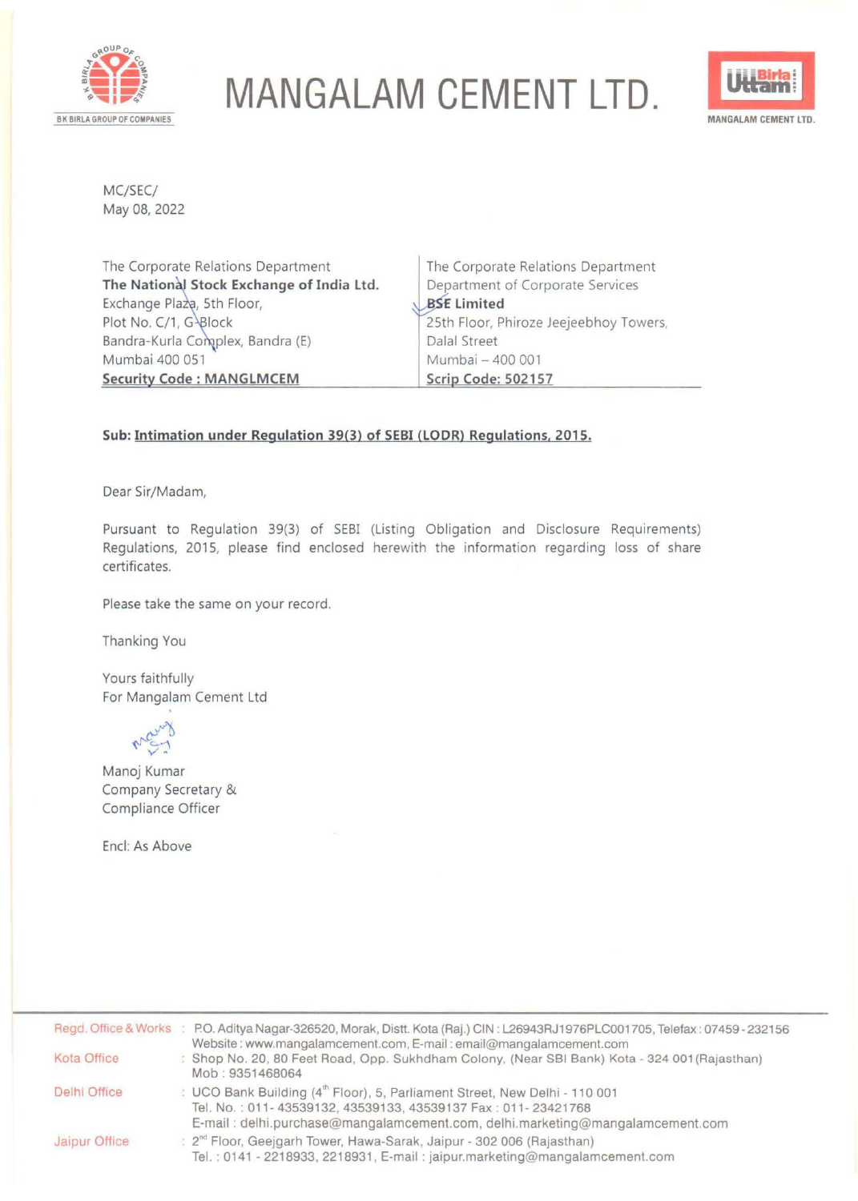# MANGALAM CEMENT LTD.

MC/SEC/
May 08, 2022

| The Corporate Relations Department | The Corporate Relations Department |
|---|---|
| **The National Stock Exchange of India Ltd.** | Department of Corporate Services |
| Exchange Plaza, 5th Floor, | **BSE Limited** |
| Plot No. C/1, G-Block | 25th Floor, Phiroze Jeejeebhoy Towers, |
| Bandra-Kurla Complex, Bandra (E) | Dalal Street |
| Mumbai 400 051 | Mumbai – 400 001 |
| **Security Code : MANGLMCEM** | **Scrip Code: 502157** |

**Sub: Intimation under Regulation 39(3) of SEBI (LODR) Regulations, 2015.**

Dear Sir/Madam,

Pursuant to Regulation 39(3) of SEBI (Listing Obligation and Disclosure Requirements) Regulations, 2015, please find enclosed herewith the information regarding loss of share certificates.

Please take the same on your record.

Thanking You

Yours faithfully
For Mangalam Cement Ltd

Manoj Kumar
Company Secretary &
Compliance Officer

Encl: As Above

---

Regd. Office & Works : P.O. Aditya Nagar-326520, Morak, Distt. Kota (Raj.) CIN : L26943RJ1976PLC001705, Telefax : 07459 - 232156
Website : www.mangalamcement.com, E-mail : email@mangalamcement.com

Kota Office : Shop No. 20, 80 Feet Road, Opp. Sukhdham Colony, (Near SBI Bank) Kota - 324 001 (Rajasthan)
Mob : 9351468064

Delhi Office : UCO Bank Building (4th Floor), 5, Parliament Street, New Delhi - 110 001
Tel. No. : 011- 43539132, 43539133, 43539137 Fax : 011- 23421768
E-mail : delhi.purchase@mangalamcement.com, delhi.marketing@mangalamcement.com

Jaipur Office : 2nd Floor, Geejgarh Tower, Hawa-Sarak, Jaipur - 302 006 (Rajasthan)
Tel. : 0141 - 2218933, 2218931, E-mail : jaipur.marketing@mangalamcement.com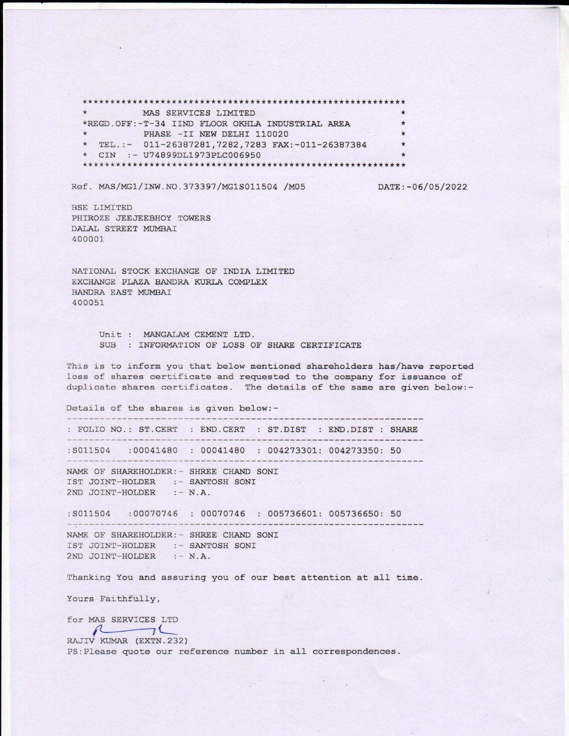MAS SERVICES LIMITED

REGD.OFF:-T-34 IIND FLOOR OKHLA INDUSTRIAL AREA PHASE -II NEW DELHI 110020

TEL.:- 011-26387281,7282,7283 FAX:-011-26387384

CIN :- U74899DL1973PLC006950

Ref. MAS/MG1/INW.NO.373397/MG1S011504 /M05

DATE:-06/05/2022

BSE LIMITED
PHIROZE JEEJEEBHOY TOWERS
DALAL STREET MUMBAI
400001

NATIONAL STOCK EXCHANGE OF INDIA LIMITED
EXCHANGE PLAZA BANDRA KURLA COMPLEX
BANDRA EAST MUMBAI
400051

Unit : MANGALAM CEMENT LTD.
SUB : INFORMATION OF LOSS OF SHARE CERTIFICATE

This is to inform you that below mentioned shareholders has/have reported loss of shares certificate and requested to the company for issuance of duplicate shares certificates. The details of the same are given below:-

Details of the shares is given below:-

| FOLIO NO. | ST.CERT | END.CERT | ST.DIST | END.DIST | SHARE |
|---|---|---|---|---|---|
| S011504 | 00041480 | 00041480 | 004273301 | 004273350 | 50 |

NAME OF SHAREHOLDER:- SHREE CHAND SONI
IST JOINT-HOLDER :- SANTOSH SONI
2ND JOINT-HOLDER :- N.A.

| FOLIO NO. | ST.CERT | END.CERT | ST.DIST | END.DIST | SHARE |
|---|---|---|---|---|---|
| S011504 | 00070746 | 00070746 | 005736601 | 005736650 | 50 |

NAME OF SHAREHOLDER:- SHREE CHAND SONI
IST JOINT-HOLDER :- SANTOSH SONI
2ND JOINT-HOLDER :- N.A.

Thanking You and assuring you of our best attention at all time.

Yours Faithfully,

for MAS SERVICES LTD

RAJIV KUMAR (EXTN.232)

PS:Please quote our reference number in all correspondences.